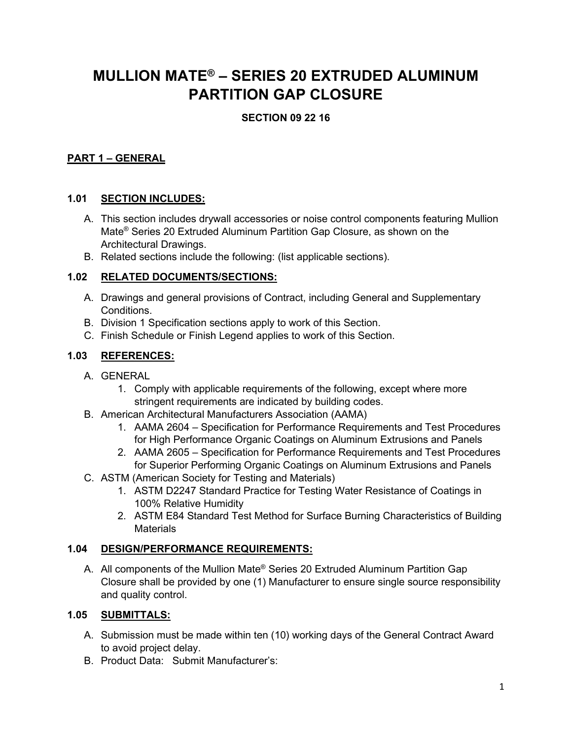# MULLION MATE® – SERIES 20 EXTRUDED ALUMINUM PARTITION GAP CLOSURE

**SECTION 09 22 16**

## PART 1 – GENERAL

### 1.01 SECTION INCLUDES:

A. This section includes drywall accessories or noise control components featuring Mullion Mate® Series 20 Extruded Aluminum Partition Gap Closure, as shown on the Architectural Drawings.

B. Related sections include the following: (list applicable sections).

### 1.02 RELATED DOCUMENTS/SECTIONS:

A. Drawings and general provisions of Contract, including General and Supplementary Conditions.

B. Division 1 Specification sections apply to work of this Section.

C. Finish Schedule or Finish Legend applies to work of this Section.

### 1.03 REFERENCES:

A. GENERAL
   1. Comply with applicable requirements of the following, except where more stringent requirements are indicated by building codes.

B. American Architectural Manufacturers Association (AAMA)
   1. AAMA 2604 – Specification for Performance Requirements and Test Procedures for High Performance Organic Coatings on Aluminum Extrusions and Panels
   2. AAMA 2605 – Specification for Performance Requirements and Test Procedures for Superior Performing Organic Coatings on Aluminum Extrusions and Panels

C. ASTM (American Society for Testing and Materials)
   1. ASTM D2247 Standard Practice for Testing Water Resistance of Coatings in 100% Relative Humidity
   2. ASTM E84 Standard Test Method for Surface Burning Characteristics of Building Materials

### 1.04 DESIGN/PERFORMANCE REQUIREMENTS:

A. All components of the Mullion Mate® Series 20 Extruded Aluminum Partition Gap Closure shall be provided by one (1) Manufacturer to ensure single source responsibility and quality control.

### 1.05 SUBMITTALS:

A. Submission must be made within ten (10) working days of the General Contract Award to avoid project delay.

B. Product Data: Submit Manufacturer's: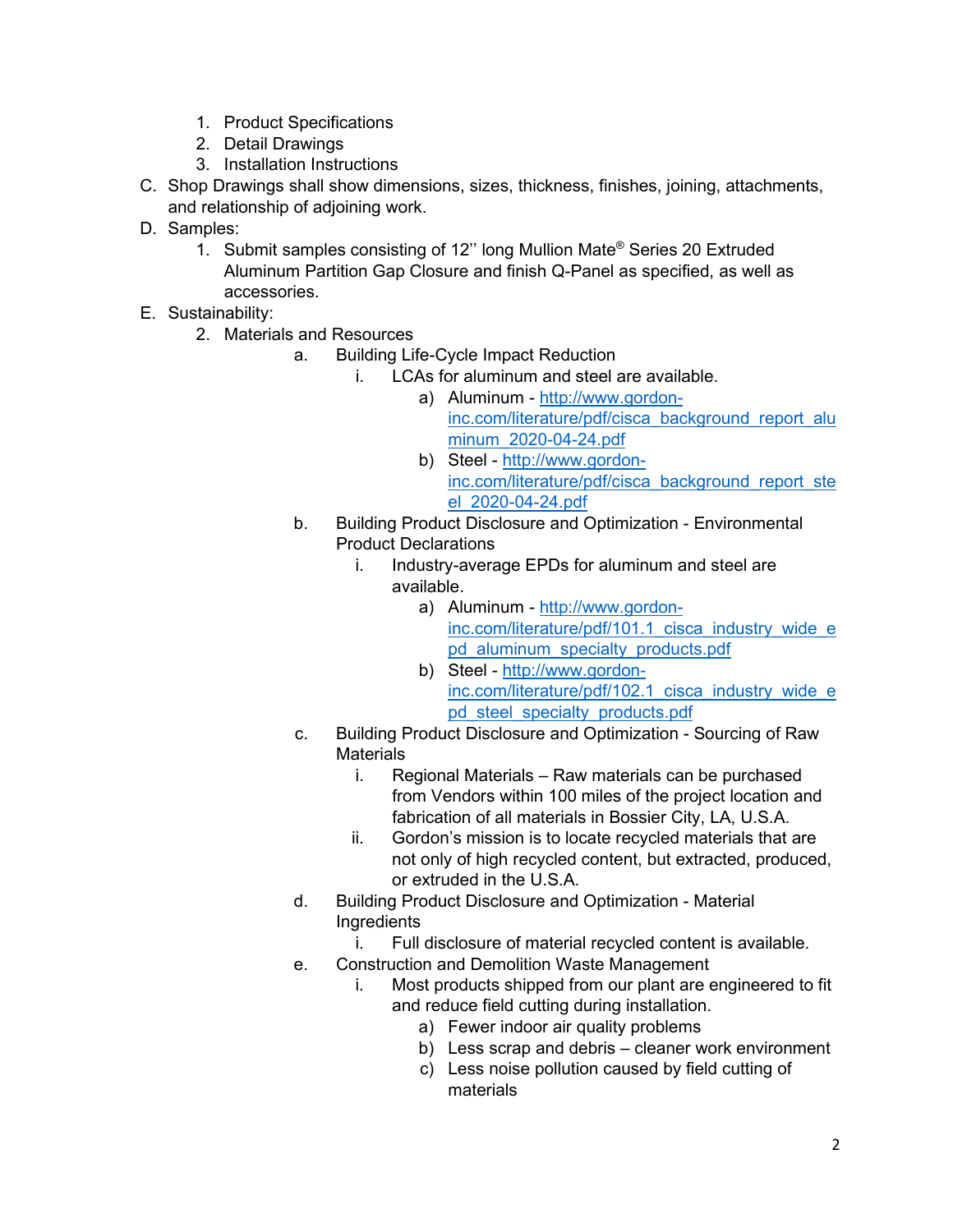1. Product Specifications
2. Detail Drawings
3. Installation Instructions

C. Shop Drawings shall show dimensions, sizes, thickness, finishes, joining, attachments, and relationship of adjoining work.

D. Samples:

1. Submit samples consisting of 12'' long Mullion Mate® Series 20 Extruded Aluminum Partition Gap Closure and finish Q-Panel as specified, as well as accessories.

E. Sustainability:

2. Materials and Resources
   a. Building Life-Cycle Impact Reduction
      i. LCAs for aluminum and steel are available.
         a) Aluminum - [http://www.gordon-inc.com/literature/pdf/cisca_background_report_aluminum_2020-04-24.pdf](http://www.gordon-inc.com/literature/pdf/cisca_background_report_aluminum_2020-04-24.pdf)
         b) Steel - [http://www.gordon-inc.com/literature/pdf/cisca_background_report_steel_2020-04-24.pdf](http://www.gordon-inc.com/literature/pdf/cisca_background_report_steel_2020-04-24.pdf)
   b. Building Product Disclosure and Optimization - Environmental Product Declarations
      i. Industry-average EPDs for aluminum and steel are available.
         a) Aluminum - [http://www.gordon-inc.com/literature/pdf/101.1_cisca_industry_wide_epd_aluminum_specialty_products.pdf](http://www.gordon-inc.com/literature/pdf/101.1_cisca_industry_wide_epd_aluminum_specialty_products.pdf)
         b) Steel - [http://www.gordon-inc.com/literature/pdf/102.1_cisca_industry_wide_epd_steel_specialty_products.pdf](http://www.gordon-inc.com/literature/pdf/102.1_cisca_industry_wide_epd_steel_specialty_products.pdf)
   c. Building Product Disclosure and Optimization - Sourcing of Raw Materials
      i. Regional Materials – Raw materials can be purchased from Vendors within 100 miles of the project location and fabrication of all materials in Bossier City, LA, U.S.A.
      ii. Gordon's mission is to locate recycled materials that are not only of high recycled content, but extracted, produced, or extruded in the U.S.A.
   d. Building Product Disclosure and Optimization - Material Ingredients
      i. Full disclosure of material recycled content is available.
   e. Construction and Demolition Waste Management
      i. Most products shipped from our plant are engineered to fit and reduce field cutting during installation.
         a) Fewer indoor air quality problems
         b) Less scrap and debris – cleaner work environment
         c) Less noise pollution caused by field cutting of materials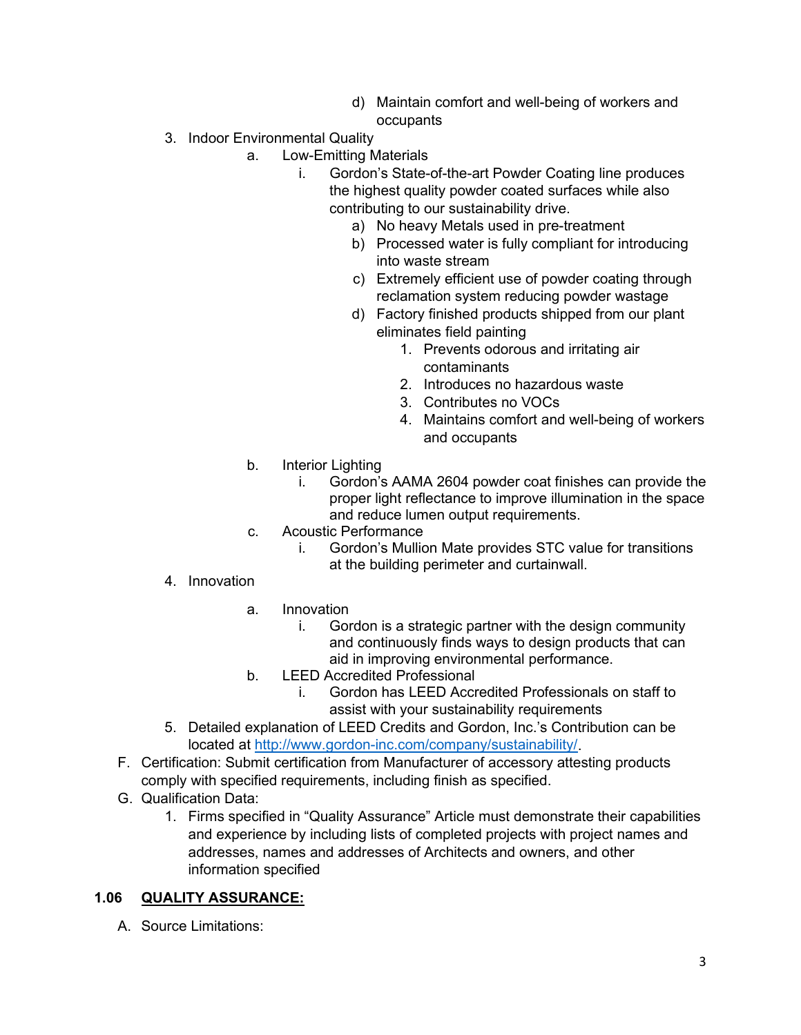d) Maintain comfort and well-being of workers and occupants

3. Indoor Environmental Quality
   a. Low-Emitting Materials
      i. Gordon's State-of-the-art Powder Coating line produces the highest quality powder coated surfaces while also contributing to our sustainability drive.
         a) No heavy Metals used in pre-treatment
         b) Processed water is fully compliant for introducing into waste stream
         c) Extremely efficient use of powder coating through reclamation system reducing powder wastage
         d) Factory finished products shipped from our plant eliminates field painting
            1. Prevents odorous and irritating air contaminants
            2. Introduces no hazardous waste
            3. Contributes no VOCs
            4. Maintains comfort and well-being of workers and occupants
   b. Interior Lighting
      i. Gordon's AAMA 2604 powder coat finishes can provide the proper light reflectance to improve illumination in the space and reduce lumen output requirements.
   c. Acoustic Performance
      i. Gordon's Mullion Mate provides STC value for transitions at the building perimeter and curtainwall.
4. Innovation
   a. Innovation
      i. Gordon is a strategic partner with the design community and continuously finds ways to design products that can aid in improving environmental performance.
   b. LEED Accredited Professional
      i. Gordon has LEED Accredited Professionals on staff to assist with your sustainability requirements
5. Detailed explanation of LEED Credits and Gordon, Inc.'s Contribution can be located at [http://www.gordon-inc.com/company/sustainability/](http://www.gordon-inc.com/company/sustainability/).

F. Certification: Submit certification from Manufacturer of accessory attesting products comply with specified requirements, including finish as specified.

G. Qualification Data:
   1. Firms specified in "Quality Assurance" Article must demonstrate their capabilities and experience by including lists of completed projects with project names and addresses, names and addresses of Architects and owners, and other information specified

## 1.06 QUALITY ASSURANCE:

A. Source Limitations: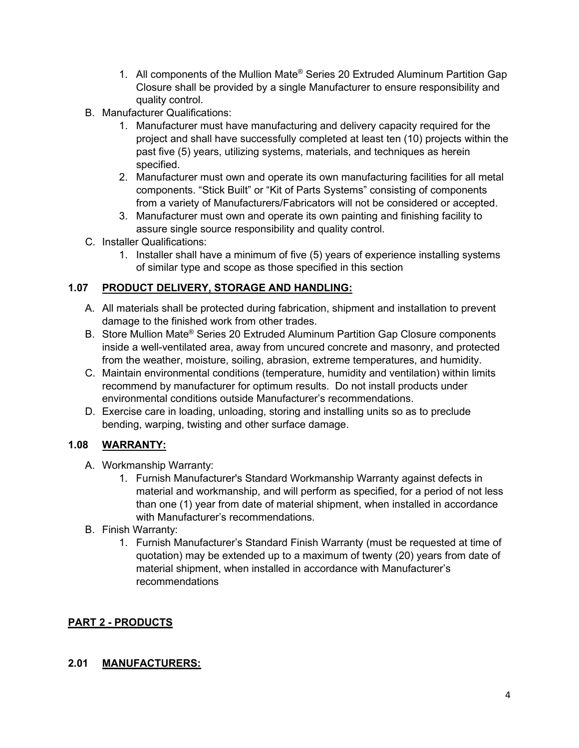1. All components of the Mullion Mate® Series 20 Extruded Aluminum Partition Gap Closure shall be provided by a single Manufacturer to ensure responsibility and quality control.

B. Manufacturer Qualifications:
   1. Manufacturer must have manufacturing and delivery capacity required for the project and shall have successfully completed at least ten (10) projects within the past five (5) years, utilizing systems, materials, and techniques as herein specified.
   2. Manufacturer must own and operate its own manufacturing facilities for all metal components. "Stick Built" or "Kit of Parts Systems" consisting of components from a variety of Manufacturers/Fabricators will not be considered or accepted.
   3. Manufacturer must own and operate its own painting and finishing facility to assure single source responsibility and quality control.

C. Installer Qualifications:
   1. Installer shall have a minimum of five (5) years of experience installing systems of similar type and scope as those specified in this section

### 1.07 PRODUCT DELIVERY, STORAGE AND HANDLING:

A. All materials shall be protected during fabrication, shipment and installation to prevent damage to the finished work from other trades.

B. Store Mullion Mate® Series 20 Extruded Aluminum Partition Gap Closure components inside a well-ventilated area, away from uncured concrete and masonry, and protected from the weather, moisture, soiling, abrasion, extreme temperatures, and humidity.

C. Maintain environmental conditions (temperature, humidity and ventilation) within limits recommend by manufacturer for optimum results. Do not install products under environmental conditions outside Manufacturer's recommendations.

D. Exercise care in loading, unloading, storing and installing units so as to preclude bending, warping, twisting and other surface damage.

### 1.08 WARRANTY:

A. Workmanship Warranty:
   1. Furnish Manufacturer's Standard Workmanship Warranty against defects in material and workmanship, and will perform as specified, for a period of not less than one (1) year from date of material shipment, when installed in accordance with Manufacturer's recommendations.

B. Finish Warranty:
   1. Furnish Manufacturer's Standard Finish Warranty (must be requested at time of quotation) may be extended up to a maximum of twenty (20) years from date of material shipment, when installed in accordance with Manufacturer's recommendations

## PART 2 - PRODUCTS

### 2.01 MANUFACTURERS: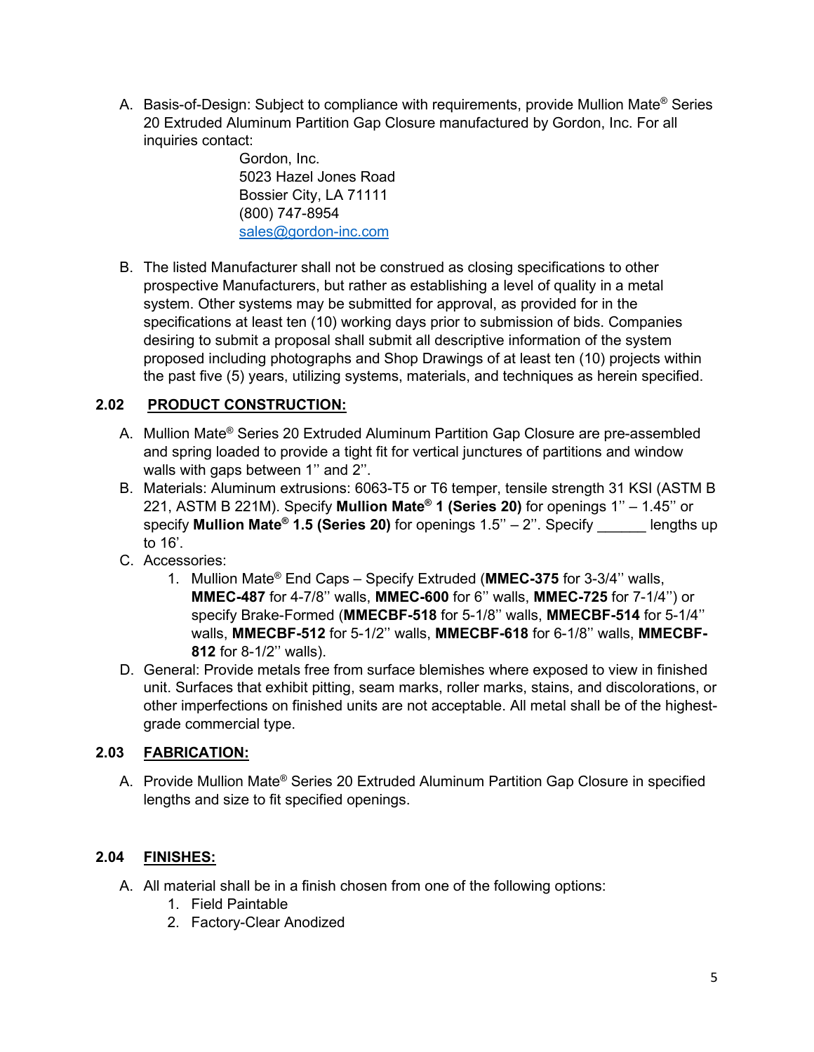A. Basis-of-Design: Subject to compliance with requirements, provide Mullion Mate® Series 20 Extruded Aluminum Partition Gap Closure manufactured by Gordon, Inc. For all inquiries contact:

   Gordon, Inc.
   5023 Hazel Jones Road
   Bossier City, LA 71111
   (800) 747-8954
   sales@gordon-inc.com

B. The listed Manufacturer shall not be construed as closing specifications to other prospective Manufacturers, but rather as establishing a level of quality in a metal system. Other systems may be submitted for approval, as provided for in the specifications at least ten (10) working days prior to submission of bids. Companies desiring to submit a proposal shall submit all descriptive information of the system proposed including photographs and Shop Drawings of at least ten (10) projects within the past five (5) years, utilizing systems, materials, and techniques as herein specified.

## 2.02 PRODUCT CONSTRUCTION:

A. Mullion Mate® Series 20 Extruded Aluminum Partition Gap Closure are pre-assembled and spring loaded to provide a tight fit for vertical junctures of partitions and window walls with gaps between 1'' and 2''.

B. Materials: Aluminum extrusions: 6063-T5 or T6 temper, tensile strength 31 KSI (ASTM B 221, ASTM B 221M). Specify **Mullion Mate® 1 (Series 20)** for openings 1'' – 1.45'' or specify **Mullion Mate® 1.5 (Series 20)** for openings 1.5'' – 2''. Specify ______ lengths up to 16'.

C. Accessories:
   1. Mullion Mate® End Caps – Specify Extruded (**MMEC-375** for 3-3/4'' walls, **MMEC-487** for 4-7/8'' walls, **MMEC-600** for 6'' walls, **MMEC-725** for 7-1/4'') or specify Brake-Formed (**MMECBF-518** for 5-1/8'' walls, **MMECBF-514** for 5-1/4'' walls, **MMECBF-512** for 5-1/2'' walls, **MMECBF-618** for 6-1/8'' walls, **MMECBF-812** for 8-1/2'' walls).

D. General: Provide metals free from surface blemishes where exposed to view in finished unit. Surfaces that exhibit pitting, seam marks, roller marks, stains, and discolorations, or other imperfections on finished units are not acceptable. All metal shall be of the highest-grade commercial type.

## 2.03 FABRICATION:

A. Provide Mullion Mate® Series 20 Extruded Aluminum Partition Gap Closure in specified lengths and size to fit specified openings.

## 2.04 FINISHES:

A. All material shall be in a finish chosen from one of the following options:
   1. Field Paintable
   2. Factory-Clear Anodized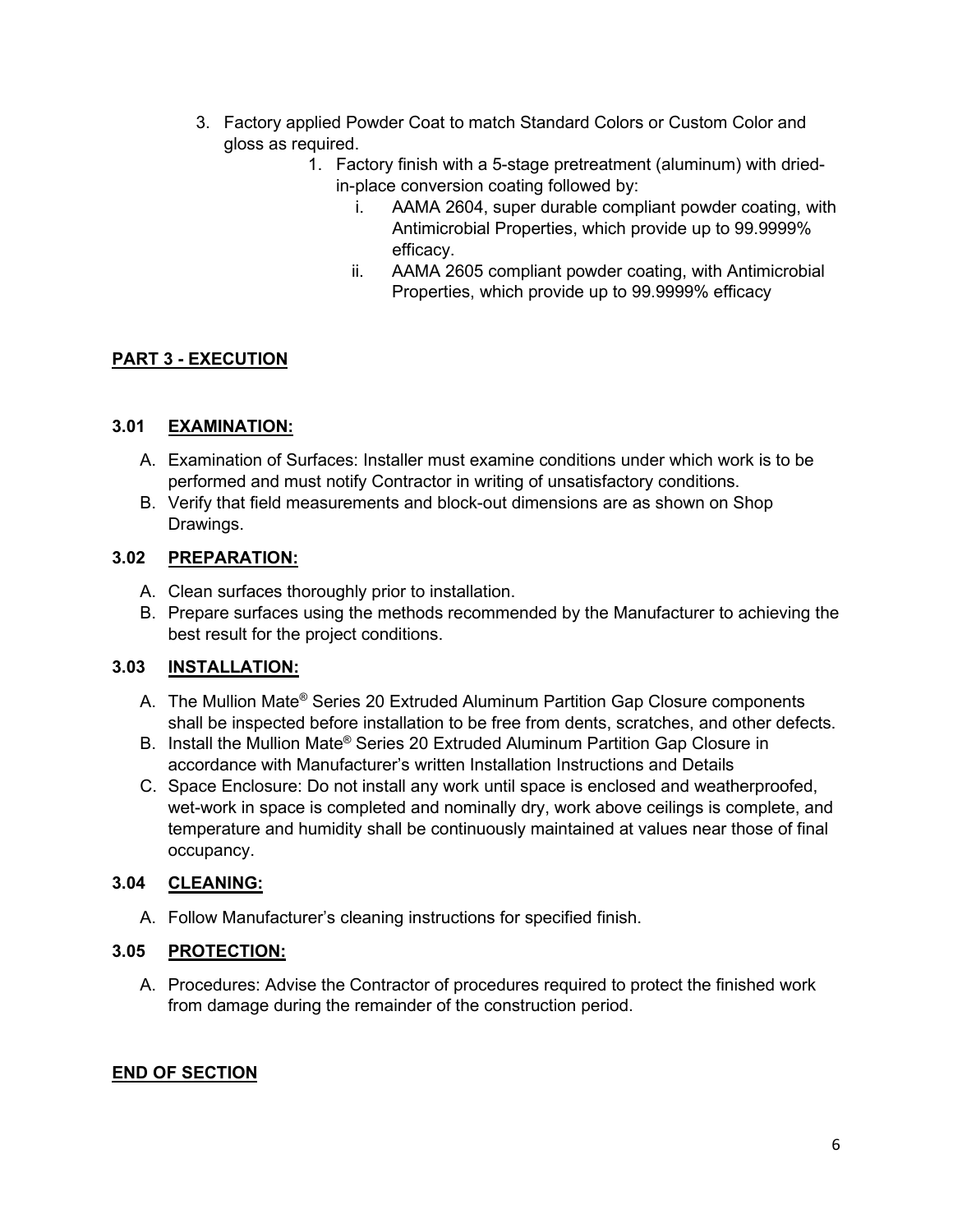3. Factory applied Powder Coat to match Standard Colors or Custom Color and gloss as required.
    1. Factory finish with a 5-stage pretreatment (aluminum) with dried-in-place conversion coating followed by:
        i. AAMA 2604, super durable compliant powder coating, with Antimicrobial Properties, which provide up to 99.9999% efficacy.
        ii. AAMA 2605 compliant powder coating, with Antimicrobial Properties, which provide up to 99.9999% efficacy

## PART 3 - EXECUTION

### 3.01 EXAMINATION:

A. Examination of Surfaces: Installer must examine conditions under which work is to be performed and must notify Contractor in writing of unsatisfactory conditions.

B. Verify that field measurements and block-out dimensions are as shown on Shop Drawings.

### 3.02 PREPARATION:

A. Clean surfaces thoroughly prior to installation.

B. Prepare surfaces using the methods recommended by the Manufacturer to achieving the best result for the project conditions.

### 3.03 INSTALLATION:

A. The Mullion Mate® Series 20 Extruded Aluminum Partition Gap Closure components shall be inspected before installation to be free from dents, scratches, and other defects.

B. Install the Mullion Mate® Series 20 Extruded Aluminum Partition Gap Closure in accordance with Manufacturer's written Installation Instructions and Details

C. Space Enclosure: Do not install any work until space is enclosed and weatherproofed, wet-work in space is completed and nominally dry, work above ceilings is complete, and temperature and humidity shall be continuously maintained at values near those of final occupancy.

### 3.04 CLEANING:

A. Follow Manufacturer's cleaning instructions for specified finish.

### 3.05 PROTECTION:

A. Procedures: Advise the Contractor of procedures required to protect the finished work from damage during the remainder of the construction period.

## END OF SECTION